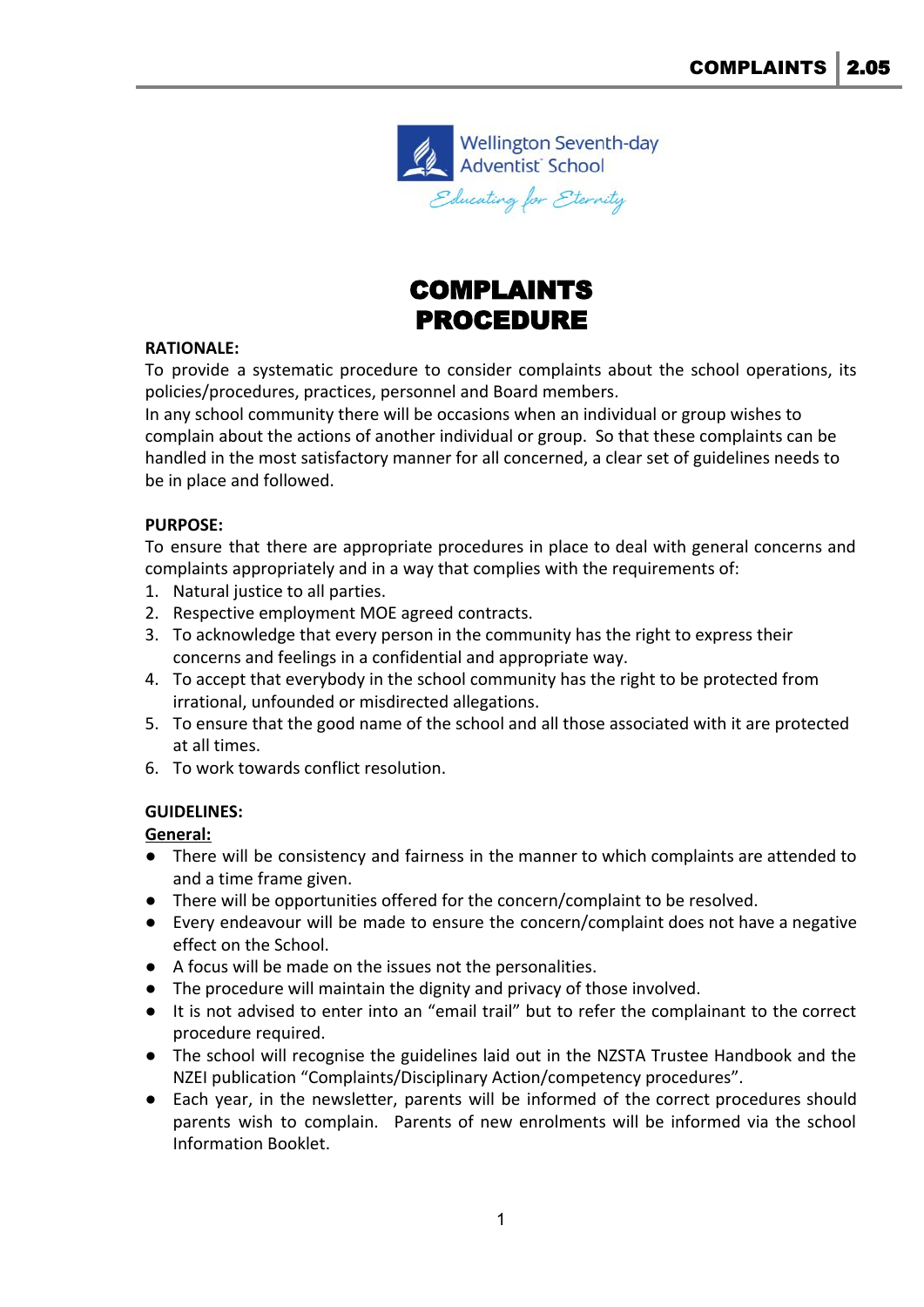Wellington Seventh-day Adventist School

*Educating for Eternity*

# COMPLAINTS PROCEDURE

**RATIONALE:**

To provide a systematic procedure to consider complaints about the school operations, its policies/procedures, practices, personnel and Board members.

In any school community there will be occasions when an individual or group wishes to complain about the actions of another individual or group. So that these complaints can be handled in the most satisfactory manner for all concerned, a clear set of guidelines needs to be in place and followed.

**PURPOSE:**

To ensure that there are appropriate procedures in place to deal with general concerns and complaints appropriately and in a way that complies with the requirements of:

1. Natural justice to all parties.
2. Respective employment MOE agreed contracts.
3. To acknowledge that every person in the community has the right to express their concerns and feelings in a confidential and appropriate way.
4. To accept that everybody in the school community has the right to be protected from irrational, unfounded or misdirected allegations.
5. To ensure that the good name of the school and all those associated with it are protected at all times.
6. To work towards conflict resolution.

**GUIDELINES:**

**General:**

- There will be consistency and fairness in the manner to which complaints are attended to and a time frame given.
- There will be opportunities offered for the concern/complaint to be resolved.
- Every endeavour will be made to ensure the concern/complaint does not have a negative effect on the School.
- A focus will be made on the issues not the personalities.
- The procedure will maintain the dignity and privacy of those involved.
- It is not advised to enter into an "email trail" but to refer the complainant to the correct procedure required.
- The school will recognise the guidelines laid out in the NZSTA Trustee Handbook and the NZEI publication "Complaints/Disciplinary Action/competency procedures".
- Each year, in the newsletter, parents will be informed of the correct procedures should parents wish to complain. Parents of new enrolments will be informed via the school Information Booklet.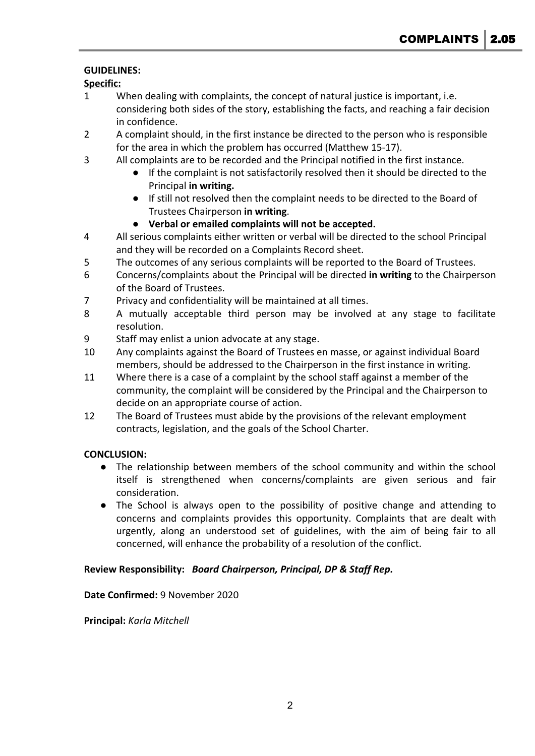**GUIDELINES:**

**Specific:**

1. When dealing with complaints, the concept of natural justice is important, i.e. considering both sides of the story, establishing the facts, and reaching a fair decision in confidence.
2. A complaint should, in the first instance be directed to the person who is responsible for the area in which the problem has occurred (Matthew 15-17).
3. All complaints are to be recorded and the Principal notified in the first instance.
   - If the complaint is not satisfactorily resolved then it should be directed to the Principal **in writing.**
   - If still not resolved then the complaint needs to be directed to the Board of Trustees Chairperson **in writing**.
   - **Verbal or emailed complaints will not be accepted.**
4. All serious complaints either written or verbal will be directed to the school Principal and they will be recorded on a Complaints Record sheet.
5. The outcomes of any serious complaints will be reported to the Board of Trustees.
6. Concerns/complaints about the Principal will be directed **in writing** to the Chairperson of the Board of Trustees.
7. Privacy and confidentiality will be maintained at all times.
8. A mutually acceptable third person may be involved at any stage to facilitate resolution.
9. Staff may enlist a union advocate at any stage.
10. Any complaints against the Board of Trustees en masse, or against individual Board members, should be addressed to the Chairperson in the first instance in writing.
11. Where there is a case of a complaint by the school staff against a member of the community, the complaint will be considered by the Principal and the Chairperson to decide on an appropriate course of action.
12. The Board of Trustees must abide by the provisions of the relevant employment contracts, legislation, and the goals of the School Charter.

**CONCLUSION:**

- The relationship between members of the school community and within the school itself is strengthened when concerns/complaints are given serious and fair consideration.
- The School is always open to the possibility of positive change and attending to concerns and complaints provides this opportunity. Complaints that are dealt with urgently, along an understood set of guidelines, with the aim of being fair to all concerned, will enhance the probability of a resolution of the conflict.

**Review Responsibility:** ***Board Chairperson, Principal, DP & Staff Rep.***

**Date Confirmed:** 9 November 2020

**Principal:** *Karla Mitchell*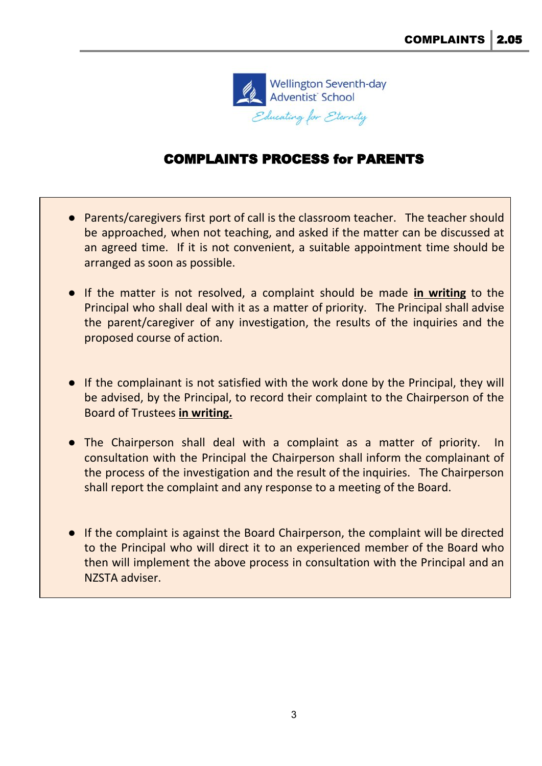Wellington Seventh-day Adventist School

*Educating for Eternity*

# COMPLAINTS PROCESS for PARENTS

- Parents/caregivers first port of call is the classroom teacher. The teacher should be approached, when not teaching, and asked if the matter can be discussed at an agreed time. If it is not convenient, a suitable appointment time should be arranged as soon as possible.

- If the matter is not resolved, a complaint should be made **<u>in writing</u>** to the Principal who shall deal with it as a matter of priority. The Principal shall advise the parent/caregiver of any investigation, the results of the inquiries and the proposed course of action.

- If the complainant is not satisfied with the work done by the Principal, they will be advised, by the Principal, to record their complaint to the Chairperson of the Board of Trustees **<u>in writing.</u>**

- The Chairperson shall deal with a complaint as a matter of priority. In consultation with the Principal the Chairperson shall inform the complainant of the process of the investigation and the result of the inquiries. The Chairperson shall report the complaint and any response to a meeting of the Board.

- If the complaint is against the Board Chairperson, the complaint will be directed to the Principal who will direct it to an experienced member of the Board who then will implement the above process in consultation with the Principal and an NZSTA adviser.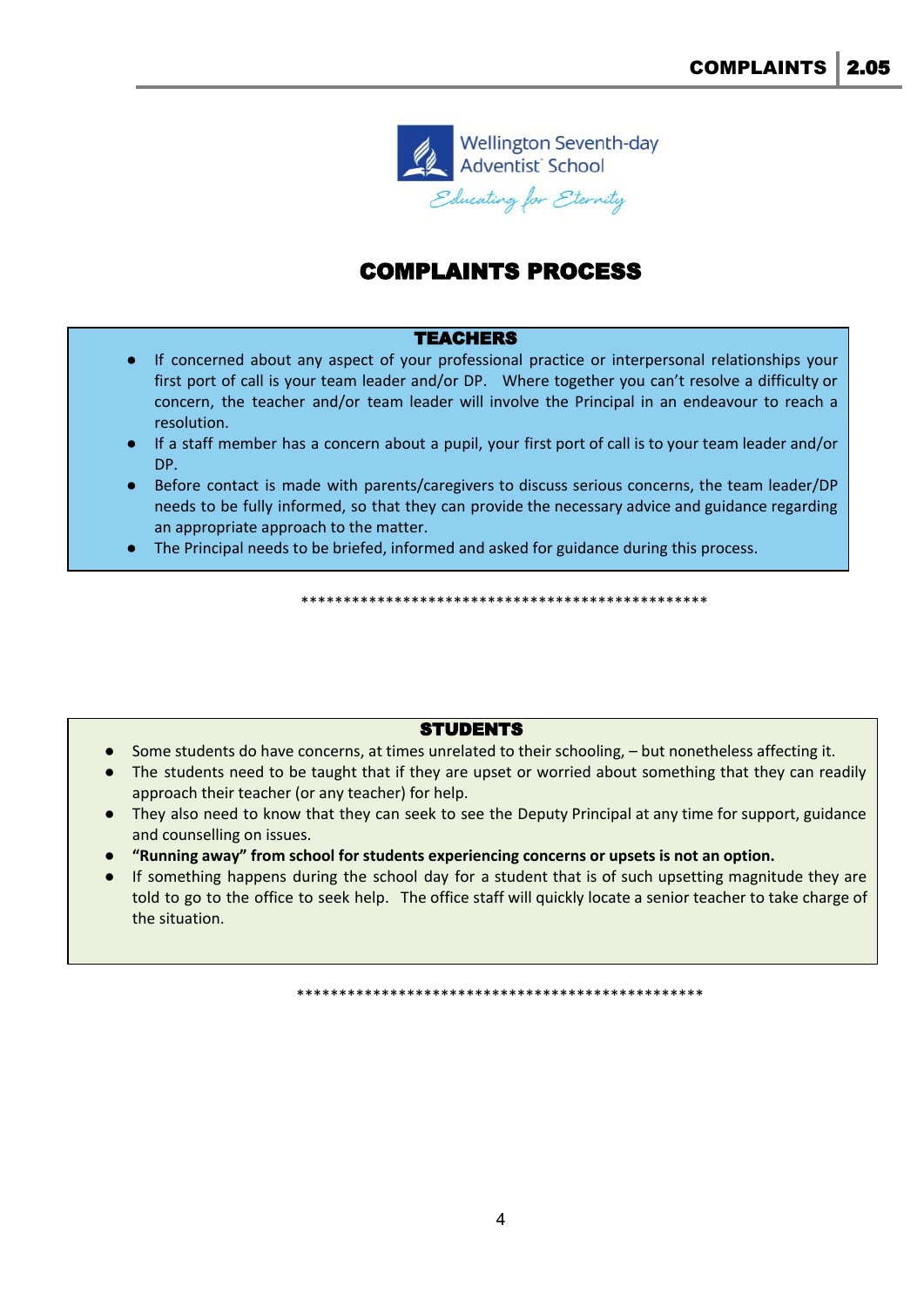Wellington Seventh-day Adventist School

*Educating for Eternity*

# COMPLAINTS PROCESS

## TEACHERS

- If concerned about any aspect of your professional practice or interpersonal relationships your first port of call is your team leader and/or DP. Where together you can't resolve a difficulty or concern, the teacher and/or team leader will involve the Principal in an endeavour to reach a resolution.
- If a staff member has a concern about a pupil, your first port of call is to your team leader and/or DP.
- Before contact is made with parents/caregivers to discuss serious concerns, the team leader/DP needs to be fully informed, so that they can provide the necessary advice and guidance regarding an appropriate approach to the matter.
- The Principal needs to be briefed, informed and asked for guidance during this process.

*************************************************

## STUDENTS

- Some students do have concerns, at times unrelated to their schooling, – but nonetheless affecting it.
- The students need to be taught that if they are upset or worried about something that they can readily approach their teacher (or any teacher) for help.
- They also need to know that they can seek to see the Deputy Principal at any time for support, guidance and counselling on issues.
- **"Running away" from school for students experiencing concerns or upsets is not an option.**
- If something happens during the school day for a student that is of such upsetting magnitude they are told to go to the office to seek help. The office staff will quickly locate a senior teacher to take charge of the situation.

*************************************************